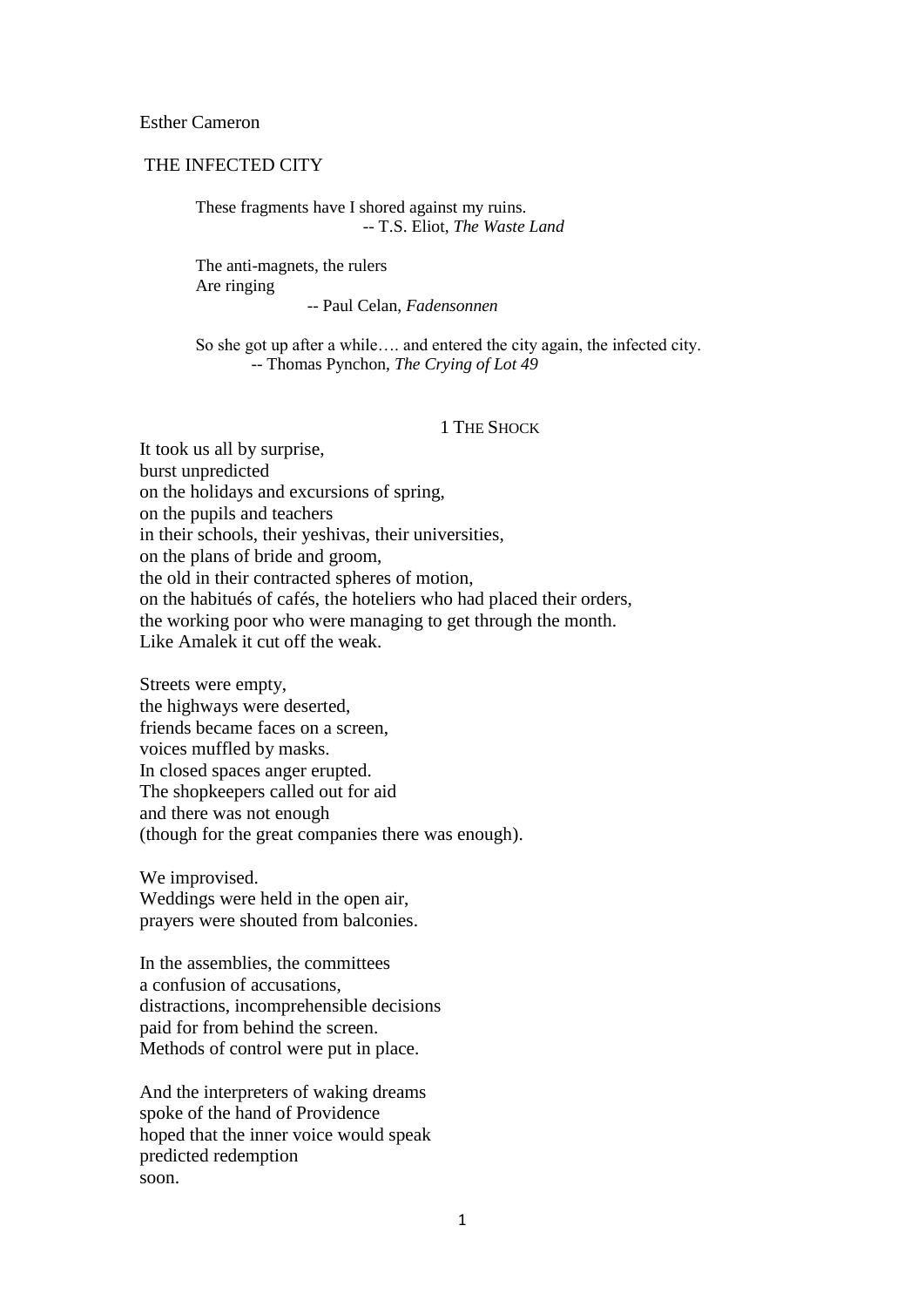Esther Cameron

# THE INFECTED CITY

> These fragments have I shored against my ruins.
> -- T.S. Eliot, *The Waste Land*

> The anti-magnets, the rulers
> Are ringing
> -- Paul Celan, *Fadensonnen*

> So she got up after a while…. and entered the city again, the infected city.
> -- Thomas Pynchon, *The Crying of Lot 49*

## 1 The Shock

It took us all by surprise,
burst unpredicted
on the holidays and excursions of spring,
on the pupils and teachers
in their schools, their yeshivas, their universities,
on the plans of bride and groom,
the old in their contracted spheres of motion,
on the habitués of cafés, the hoteliers who had placed their orders,
the working poor who were managing to get through the month.
Like Amalek it cut off the weak.

Streets were empty,
the highways were deserted,
friends became faces on a screen,
voices muffled by masks.
In closed spaces anger erupted.
The shopkeepers called out for aid
and there was not enough
(though for the great companies there was enough).

We improvised.
Weddings were held in the open air,
prayers were shouted from balconies.

In the assemblies, the committees
a confusion of accusations,
distractions, incomprehensible decisions
paid for from behind the screen.
Methods of control were put in place.

And the interpreters of waking dreams
spoke of the hand of Providence
hoped that the inner voice would speak
predicted redemption
soon.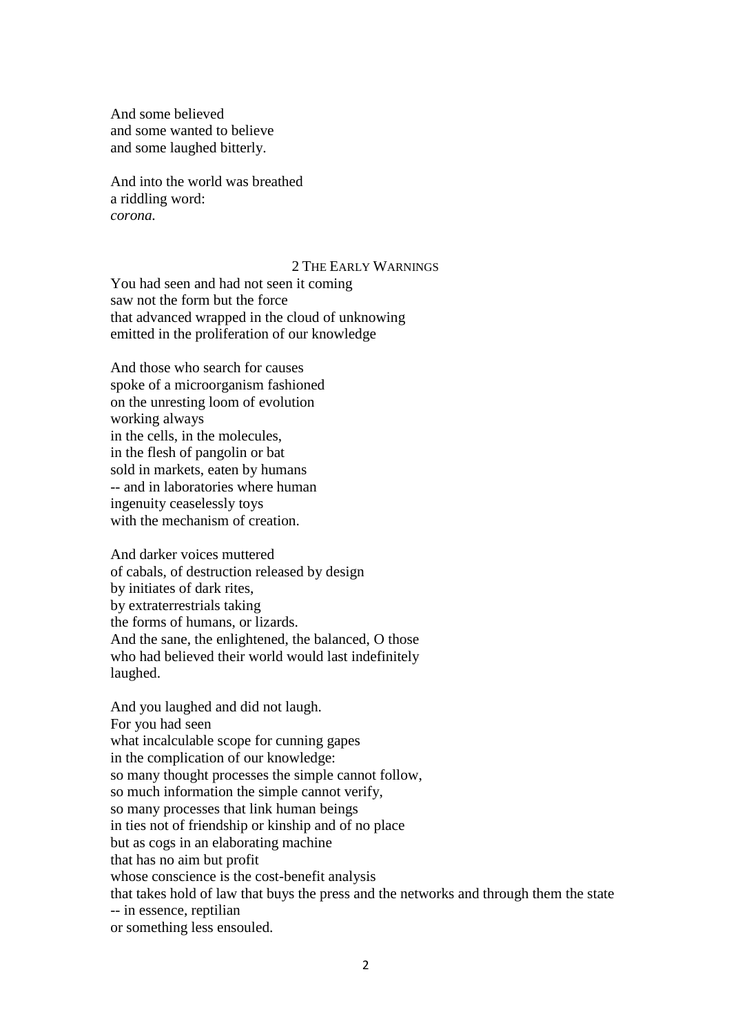And some believed
and some wanted to believe
and some laughed bitterly.

And into the world was breathed
a riddling word:
*corona.*

## 2 The Early Warnings

You had seen and had not seen it coming
saw not the form but the force
that advanced wrapped in the cloud of unknowing
emitted in the proliferation of our knowledge

And those who search for causes
spoke of a microorganism fashioned
on the unresting loom of evolution
working always
in the cells, in the molecules,
in the flesh of pangolin or bat
sold in markets, eaten by humans
-- and in laboratories where human
ingenuity ceaselessly toys
with the mechanism of creation.

And darker voices muttered
of cabals, of destruction released by design
by initiates of dark rites,
by extraterrestrials taking
the forms of humans, or lizards.
And the sane, the enlightened, the balanced, O those
who had believed their world would last indefinitely
laughed.

And you laughed and did not laugh.
For you had seen
what incalculable scope for cunning gapes
in the complication of our knowledge:
so many thought processes the simple cannot follow,
so much information the simple cannot verify,
so many processes that link human beings
in ties not of friendship or kinship and of no place
but as cogs in an elaborating machine
that has no aim but profit
whose conscience is the cost-benefit analysis
that takes hold of law that buys the press and the networks and through them the state
-- in essence, reptilian
or something less ensouled.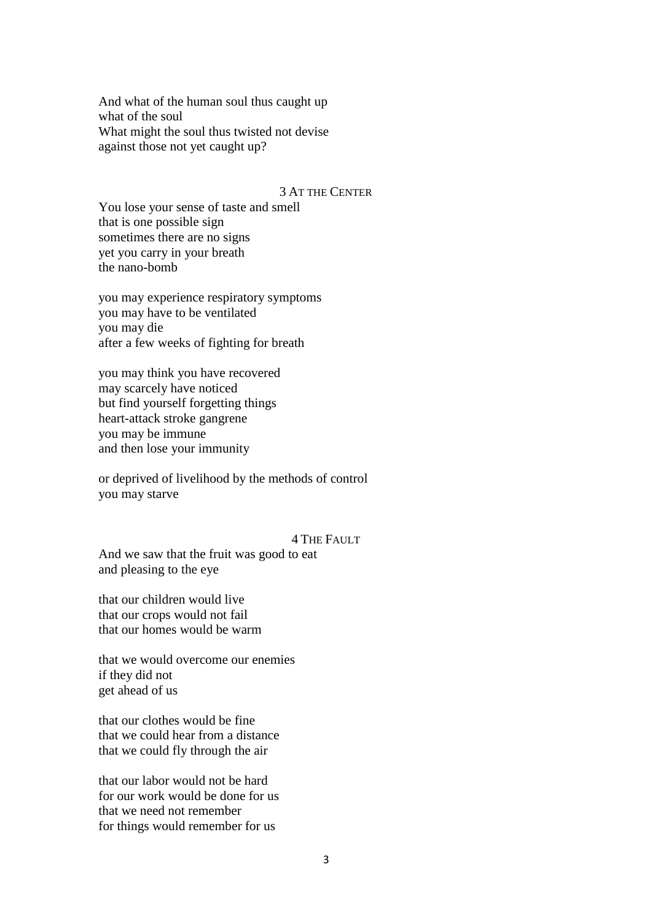And what of the human soul thus caught up  
what of the soul  
What might the soul thus twisted not devise  
against those not yet caught up?

### 3 At the Center

You lose your sense of taste and smell  
that is one possible sign  
sometimes there are no signs  
yet you carry in your breath  
the nano-bomb

you may experience respiratory symptoms  
you may have to be ventilated  
you may die  
after a few weeks of fighting for breath

you may think you have recovered  
may scarcely have noticed  
but find yourself forgetting things  
heart-attack stroke gangrene  
you may be immune  
and then lose your immunity

or deprived of livelihood by the methods of control  
you may starve

### 4 The Fault

And we saw that the fruit was good to eat  
and pleasing to the eye

that our children would live  
that our crops would not fail  
that our homes would be warm

that we would overcome our enemies  
if they did not  
get ahead of us

that our clothes would be fine  
that we could hear from a distance  
that we could fly through the air

that our labor would not be hard  
for our work would be done for us  
that we need not remember  
for things would remember for us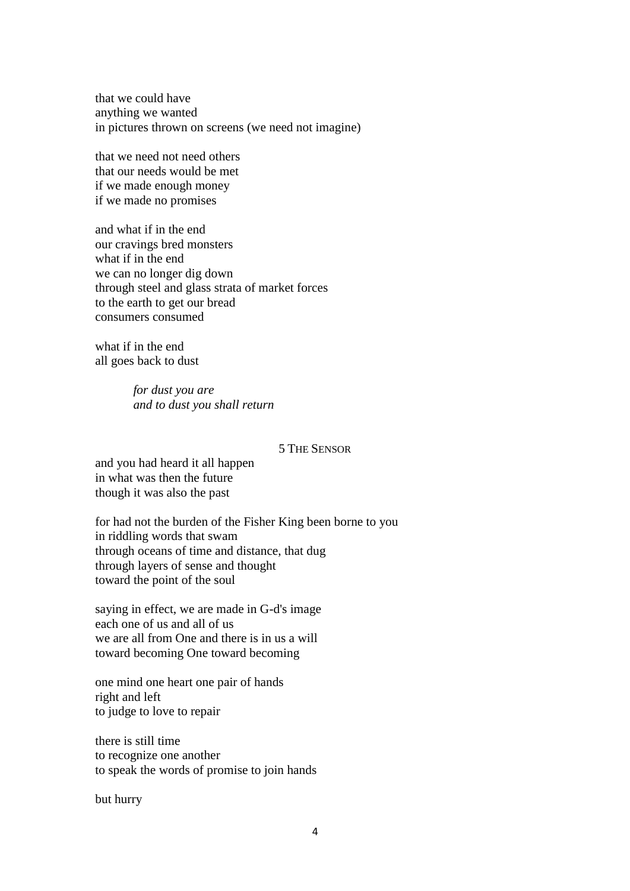that we could have  
anything we wanted  
in pictures thrown on screens (we need not imagine)

that we need not need others  
that our needs would be met  
if we made enough money  
if we made no promises

and what if in the end  
our cravings bred monsters  
what if in the end  
we can no longer dig down  
through steel and glass strata of market forces  
to the earth to get our bread  
consumers consumed

what if in the end  
all goes back to dust

> *for dust you are*  
> *and to dust you shall return*

### 5 The Sensor

and you had heard it all happen  
in what was then the future  
though it was also the past

for had not the burden of the Fisher King been borne to you  
in riddling words that swam  
through oceans of time and distance, that dug  
through layers of sense and thought  
toward the point of the soul

saying in effect, we are made in G-d's image  
each one of us and all of us  
we are all from One and there is in us a will  
toward becoming One toward becoming

one mind one heart one pair of hands  
right and left  
to judge to love to repair

there is still time  
to recognize one another  
to speak the words of promise to join hands

but hurry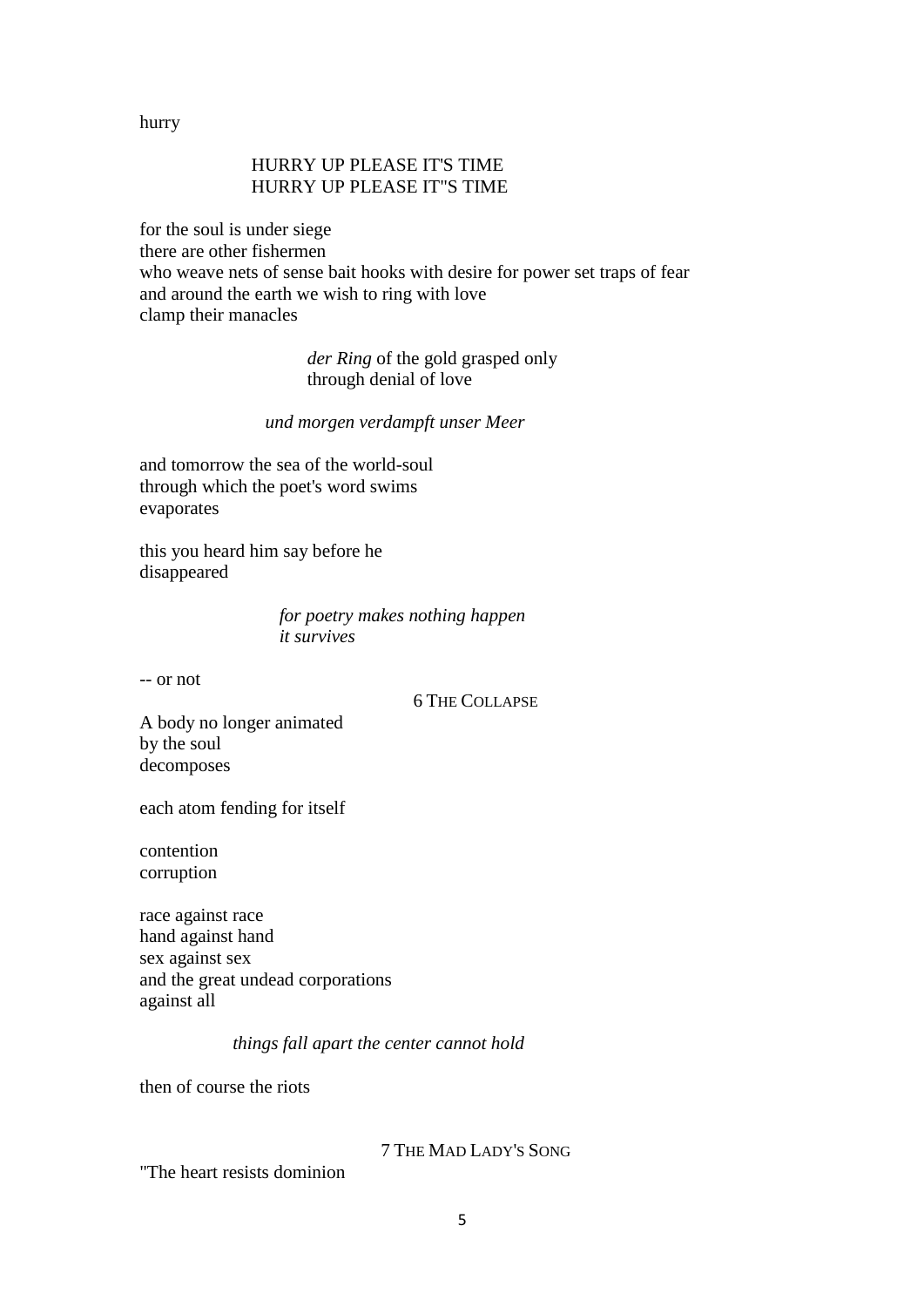hurry

HURRY UP PLEASE IT'S TIME
HURRY UP PLEASE IT"S TIME

for the soul is under siege
there are other fishermen
who weave nets of sense bait hooks with desire for power set traps of fear
and around the earth we wish to ring with love
clamp their manacles

*der Ring* of the gold grasped only
through denial of love

*und morgen verdampft unser Meer*

and tomorrow the sea of the world-soul
through which the poet's word swims
evaporates

this you heard him say before he
disappeared

*for poetry makes nothing happen*
*it survives*

-- or not

## 6 The Collapse

A body no longer animated
by the soul
decomposes

each atom fending for itself

contention
corruption

race against race
hand against hand
sex against sex
and the great undead corporations
against all

*things fall apart the center cannot hold*

then of course the riots

## 7 The Mad Lady's Song

"The heart resists dominion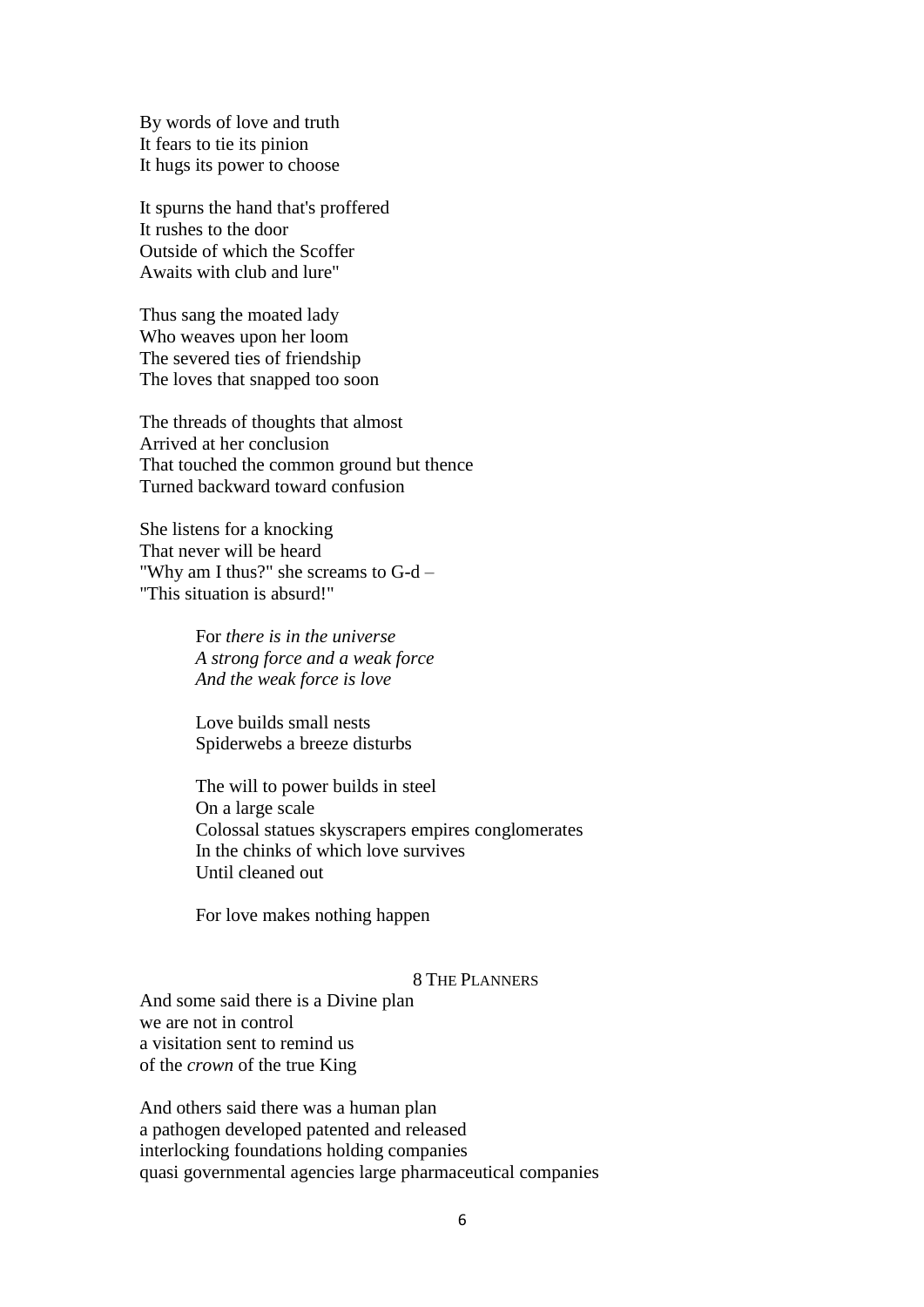By words of love and truth  
It fears to tie its pinion  
It hugs its power to choose

It spurns the hand that's proffered  
It rushes to the door  
Outside of which the Scoffer  
Awaits with club and lure"

Thus sang the moated lady  
Who weaves upon her loom  
The severed ties of friendship  
The loves that snapped too soon

The threads of thoughts that almost  
Arrived at her conclusion  
That touched the common ground but thence  
Turned backward toward confusion

She listens for a knocking  
That never will be heard  
"Why am I thus?" she screams to G-d –  
"This situation is absurd!"

> For *there is in the universe*  
> *A strong force and a weak force*  
> *And the weak force is love*
>
> Love builds small nests  
> Spiderwebs a breeze disturbs
>
> The will to power builds in steel  
> On a large scale  
> Colossal statues skyscrapers empires conglomerates  
> In the chinks of which love survives  
> Until cleaned out
>
> For love makes nothing happen

## 8 The Planners

And some said there is a Divine plan  
we are not in control  
a visitation sent to remind us  
of the *crown* of the true King

And others said there was a human plan  
a pathogen developed patented and released  
interlocking foundations holding companies  
quasi governmental agencies large pharmaceutical companies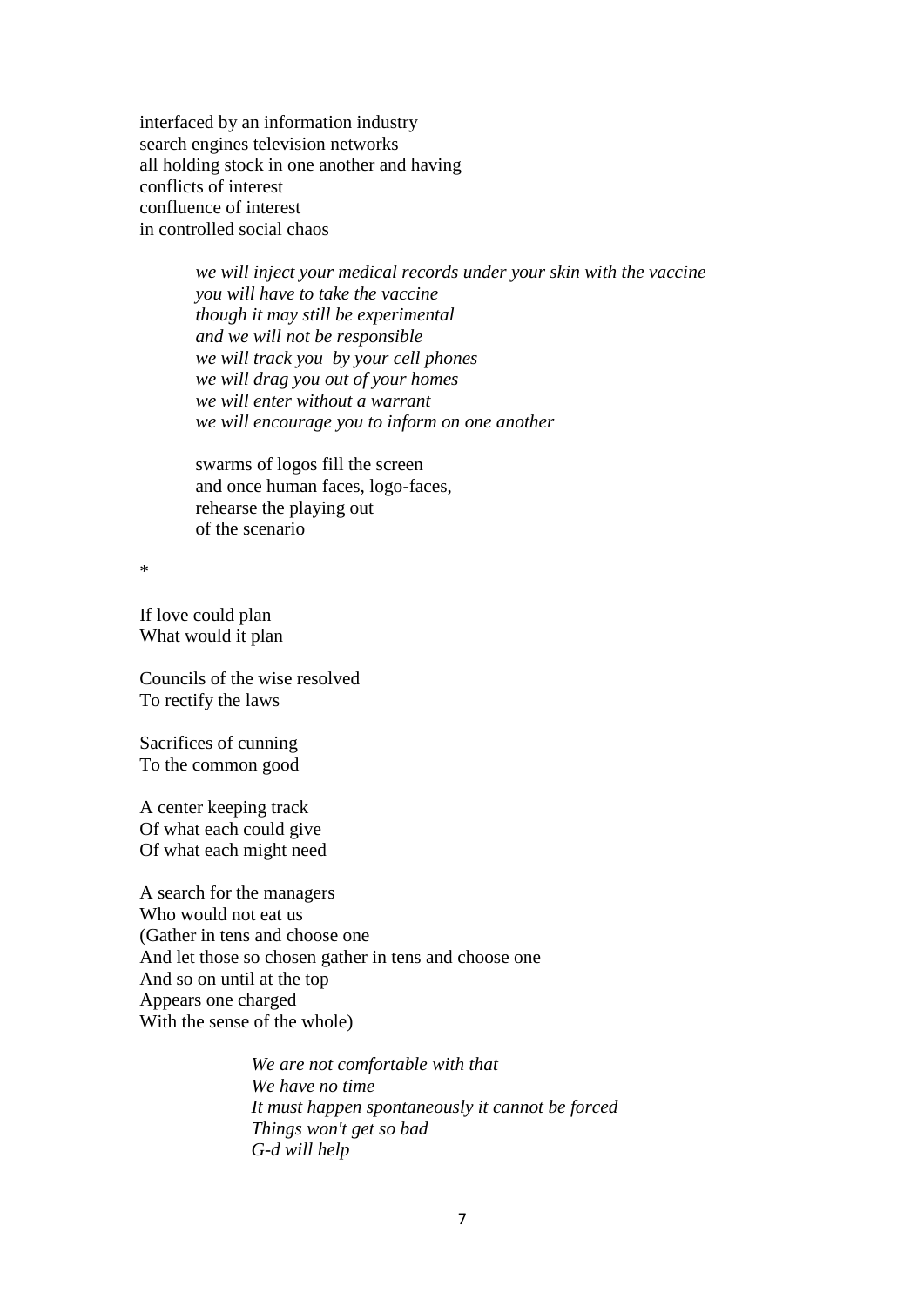interfaced by an information industry  
search engines television networks  
all holding stock in one another and having  
conflicts of interest  
confluence of interest  
in controlled social chaos

> *we will inject your medical records under your skin with the vaccine*  
> *you will have to take the vaccine*  
> *though it may still be experimental*  
> *and we will not be responsible*  
> *we will track you  by your cell phones*  
> *we will drag you out of your homes*  
> *we will enter without a warrant*  
> *we will encourage you to inform on one another*
>
> swarms of logos fill the screen  
> and once human faces, logo-faces,  
> rehearse the playing out  
> of the scenario

*

If love could plan  
What would it plan

Councils of the wise resolved  
To rectify the laws

Sacrifices of cunning  
To the common good

A center keeping track  
Of what each could give  
Of what each might need

A search for the managers  
Who would not eat us  
(Gather in tens and choose one  
And let those so chosen gather in tens and choose one  
And so on until at the top  
Appears one charged  
With the sense of the whole)

> *We are not comfortable with that*  
> *We have no time*  
> *It must happen spontaneously it cannot be forced*  
> *Things won't get so bad*  
> *G-d will help*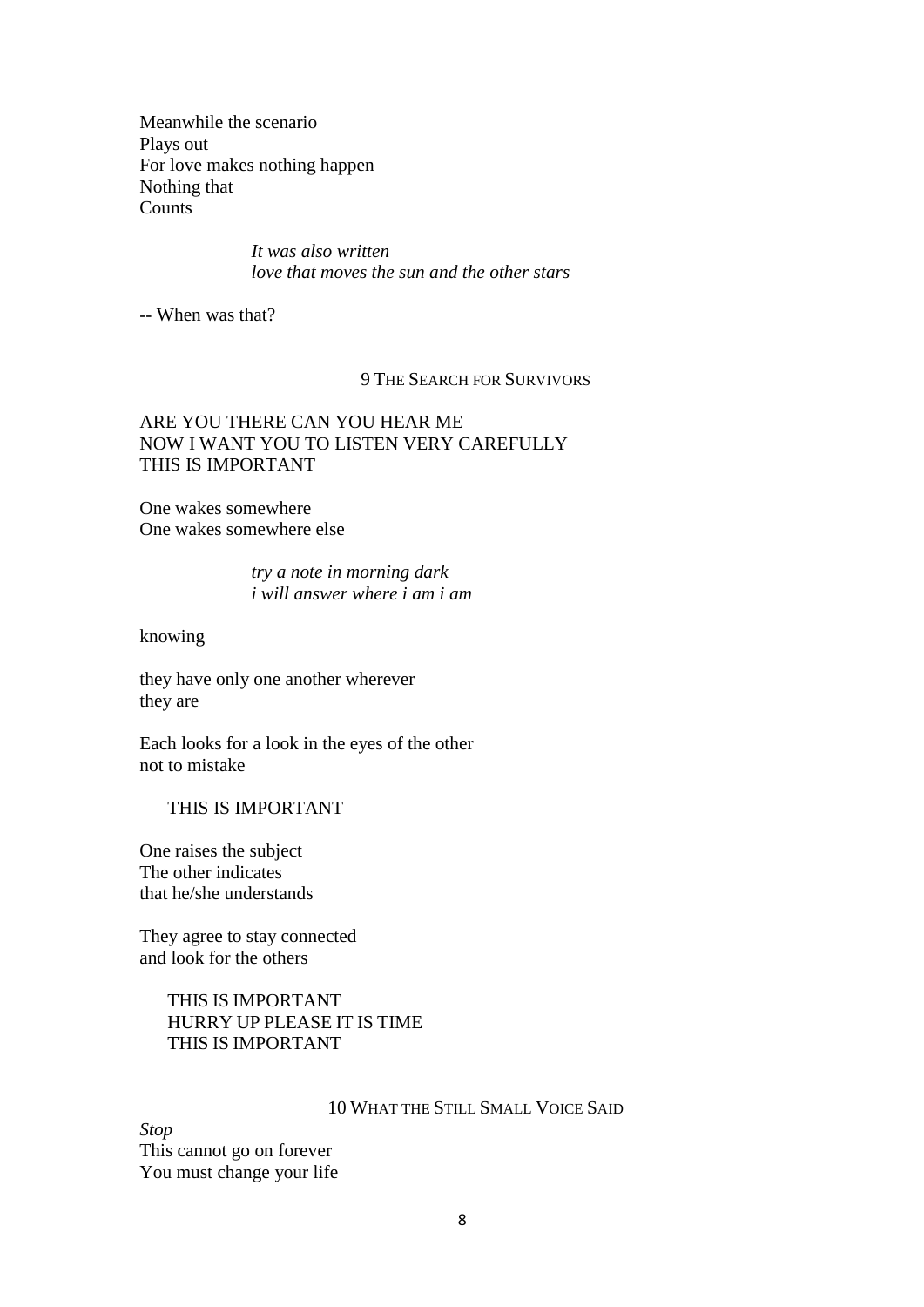Meanwhile the scenario
Plays out
For love makes nothing happen
Nothing that
Counts

> *It was also written*
> *love that moves the sun and the other stars*

-- When was that?

### 9 The Search for Survivors

ARE YOU THERE CAN YOU HEAR ME
NOW I WANT YOU TO LISTEN VERY CAREFULLY
THIS IS IMPORTANT

One wakes somewhere
One wakes somewhere else

> *try a note in morning dark*
> *i will answer where i am i am*

knowing

they have only one another wherever
they are

Each looks for a look in the eyes of the other
not to mistake

THIS IS IMPORTANT

One raises the subject
The other indicates
that he/she understands

They agree to stay connected
and look for the others

THIS IS IMPORTANT
HURRY UP PLEASE IT IS TIME
THIS IS IMPORTANT

### 10 What the Still Small Voice Said

*Stop*
This cannot go on forever
You must change your life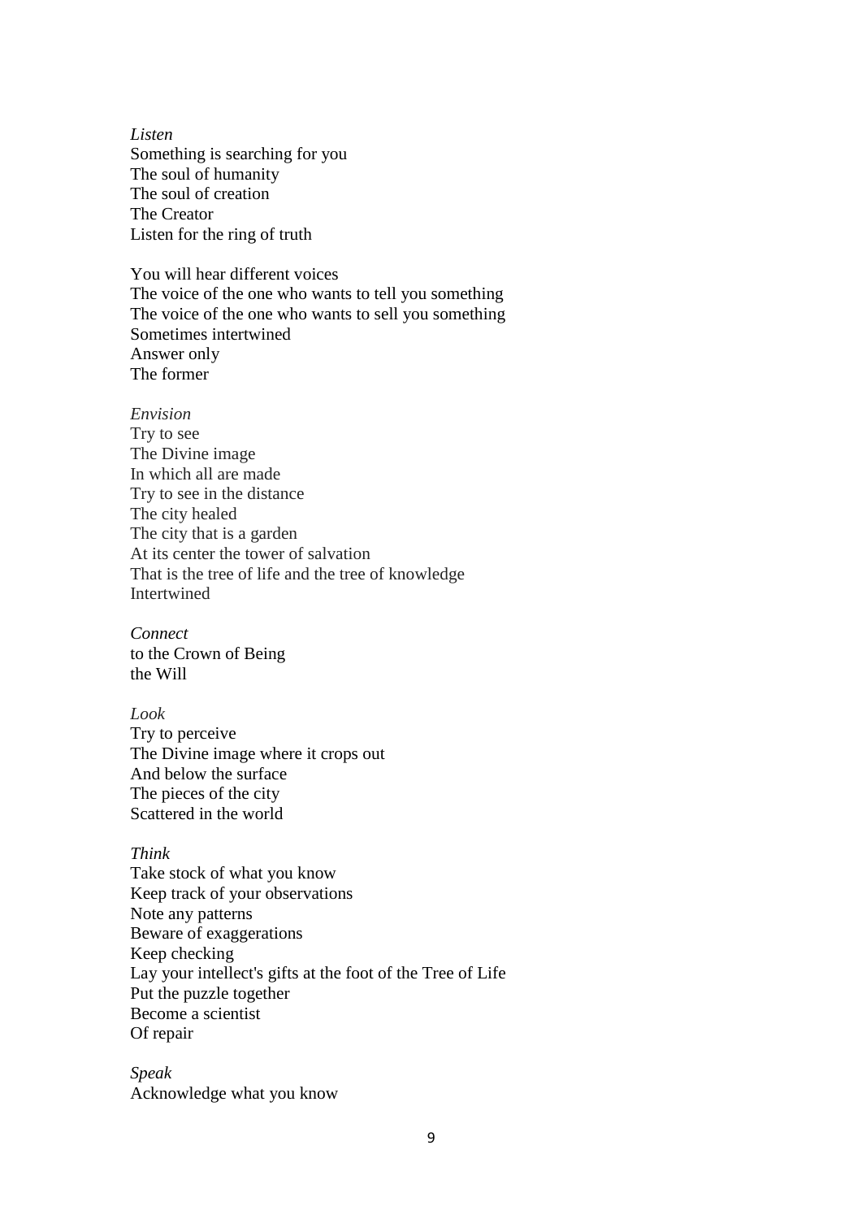*Listen*  
Something is searching for you  
The soul of humanity  
The soul of creation  
The Creator  
Listen for the ring of truth

You will hear different voices  
The voice of the one who wants to tell you something  
The voice of the one who wants to sell you something  
Sometimes intertwined  
Answer only  
The former

*Envision*  
Try to see  
The Divine image  
In which all are made  
Try to see in the distance  
The city healed  
The city that is a garden  
At its center the tower of salvation  
That is the tree of life and the tree of knowledge  
Intertwined

*Connect*  
to the Crown of Being  
the Will

*Look*  
Try to perceive  
The Divine image where it crops out  
And below the surface  
The pieces of the city  
Scattered in the world

*Think*  
Take stock of what you know  
Keep track of your observations  
Note any patterns  
Beware of exaggerations  
Keep checking  
Lay your intellect's gifts at the foot of the Tree of Life  
Put the puzzle together  
Become a scientist  
Of repair

*Speak*  
Acknowledge what you know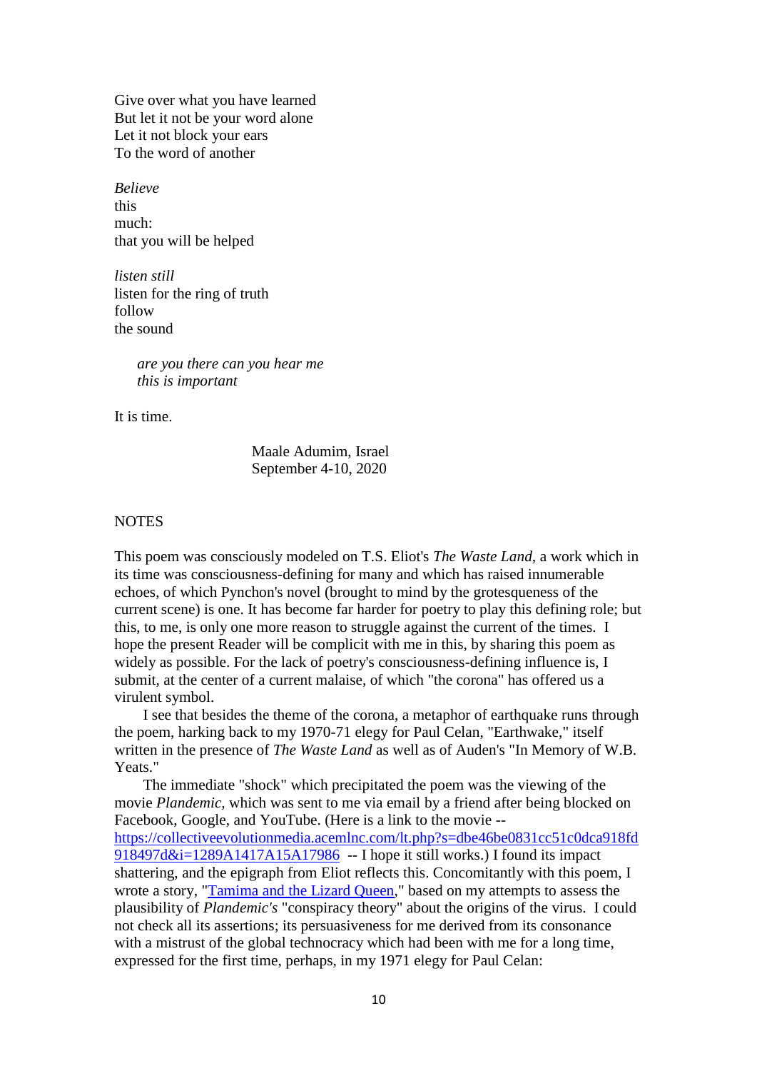Give over what you have learned
But let it not be your word alone
Let it not block your ears
To the word of another

*Believe*
this
much:
that you will be helped

*listen still*
listen for the ring of truth
follow
the sound

> *are you there can you hear me*
> *this is important*

It is time.

Maale Adumim, Israel
September 4-10, 2020

NOTES

This poem was consciously modeled on T.S. Eliot's *The Waste Land*, a work which in its time was consciousness-defining for many and which has raised innumerable echoes, of which Pynchon's novel (brought to mind by the grotesqueness of the current scene) is one. It has become far harder for poetry to play this defining role; but this, to me, is only one more reason to struggle against the current of the times. I hope the present Reader will be complicit with me in this, by sharing this poem as widely as possible. For the lack of poetry's consciousness-defining influence is, I submit, at the center of a current malaise, of which "the corona" has offered us a virulent symbol.

I see that besides the theme of the corona, a metaphor of earthquake runs through the poem, harking back to my 1970-71 elegy for Paul Celan, "Earthwake," itself written in the presence of *The Waste Land* as well as of Auden's "In Memory of W.B. Yeats."

The immediate "shock" which precipitated the poem was the viewing of the movie *Plandemic*, which was sent to me via email by a friend after being blocked on Facebook, Google, and YouTube. (Here is a link to the movie -- https://collectiveevolutionmedia.acemlnc.com/lt.php?s=dbe46be0831cc51c0dca918fd918497d&i=1289A1417A15A17986 -- I hope it still works.) I found its impact shattering, and the epigraph from Eliot reflects this. Concomitantly with this poem, I wrote a story, "Tamima and the Lizard Queen," based on my attempts to assess the plausibility of *Plandemic's* "conspiracy theory" about the origins of the virus. I could not check all its assertions; its persuasiveness for me derived from its consonance with a mistrust of the global technocracy which had been with me for a long time, expressed for the first time, perhaps, in my 1971 elegy for Paul Celan: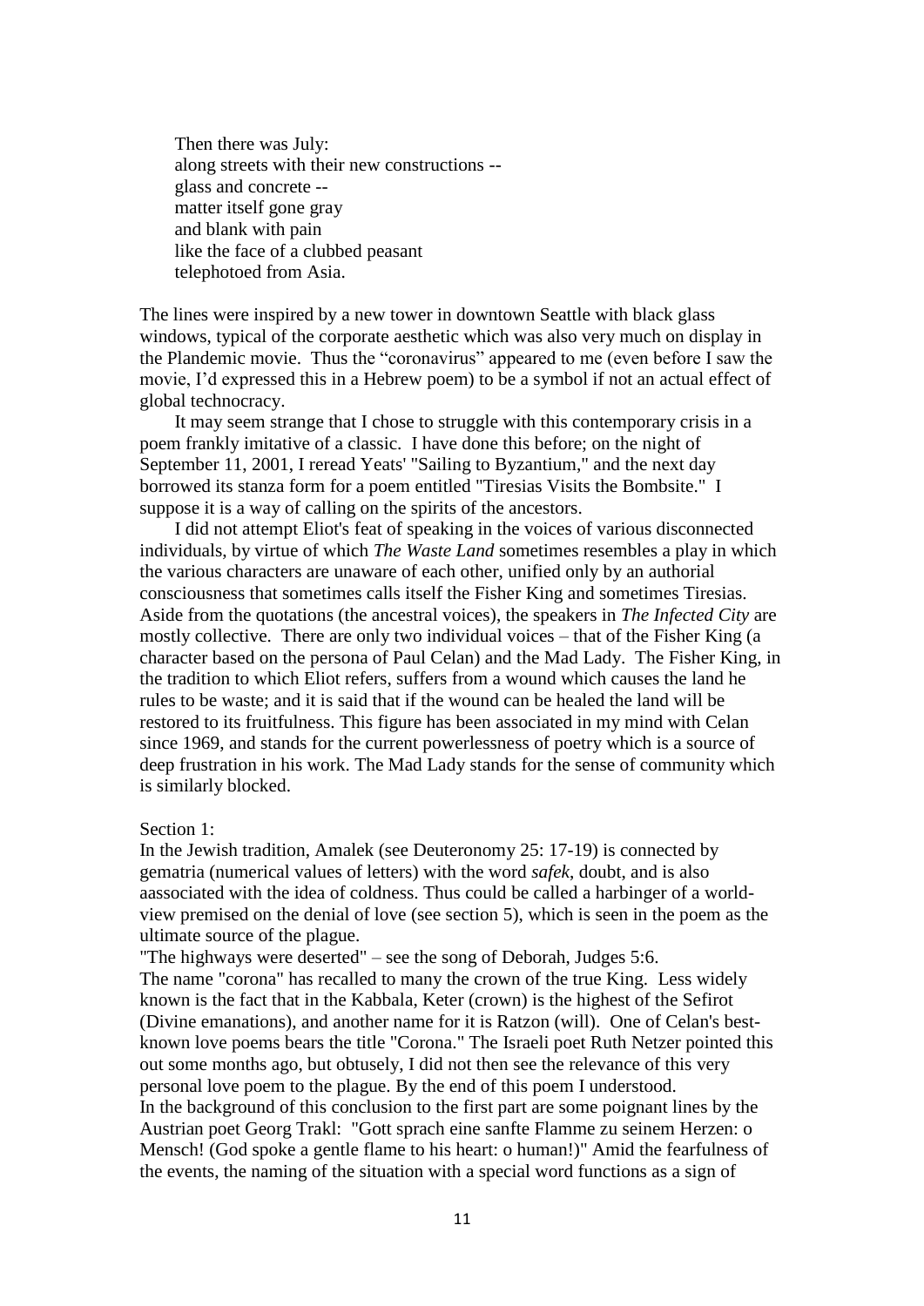Then there was July:  
along streets with their new constructions --  
glass and concrete --  
matter itself gone gray  
and blank with pain  
like the face of a clubbed peasant  
telephotoed from Asia.

The lines were inspired by a new tower in downtown Seattle with black glass windows, typical of the corporate aesthetic which was also very much on display in the Plandemic movie. Thus the "coronavirus" appeared to me (even before I saw the movie, I'd expressed this in a Hebrew poem) to be a symbol if not an actual effect of global technocracy.

It may seem strange that I chose to struggle with this contemporary crisis in a poem frankly imitative of a classic. I have done this before; on the night of September 11, 2001, I reread Yeats' "Sailing to Byzantium," and the next day borrowed its stanza form for a poem entitled "Tiresias Visits the Bombsite." I suppose it is a way of calling on the spirits of the ancestors.

I did not attempt Eliot's feat of speaking in the voices of various disconnected individuals, by virtue of which *The Waste Land* sometimes resembles a play in which the various characters are unaware of each other, unified only by an authorial consciousness that sometimes calls itself the Fisher King and sometimes Tiresias. Aside from the quotations (the ancestral voices), the speakers in *The Infected City* are mostly collective. There are only two individual voices – that of the Fisher King (a character based on the persona of Paul Celan) and the Mad Lady. The Fisher King, in the tradition to which Eliot refers, suffers from a wound which causes the land he rules to be waste; and it is said that if the wound can be healed the land will be restored to its fruitfulness. This figure has been associated in my mind with Celan since 1969, and stands for the current powerlessness of poetry which is a source of deep frustration in his work. The Mad Lady stands for the sense of community which is similarly blocked.

Section 1:  
In the Jewish tradition, Amalek (see Deuteronomy 25: 17-19) is connected by gematria (numerical values of letters) with the word *safek*, doubt, and is also aassociated with the idea of coldness. Thus could be called a harbinger of a world-view premised on the denial of love (see section 5), which is seen in the poem as the ultimate source of the plague.  
"The highways were deserted" – see the song of Deborah, Judges 5:6.  
The name "corona" has recalled to many the crown of the true King. Less widely known is the fact that in the Kabbala, Keter (crown) is the highest of the Sefirot (Divine emanations), and another name for it is Ratzon (will). One of Celan's best-known love poems bears the title "Corona." The Israeli poet Ruth Netzer pointed this out some months ago, but obtusely, I did not then see the relevance of this very personal love poem to the plague. By the end of this poem I understood.  
In the background of this conclusion to the first part are some poignant lines by the Austrian poet Georg Trakl: "Gott sprach eine sanfte Flamme zu seinem Herzen: o Mensch! (God spoke a gentle flame to his heart: o human!)" Amid the fearfulness of the events, the naming of the situation with a special word functions as a sign of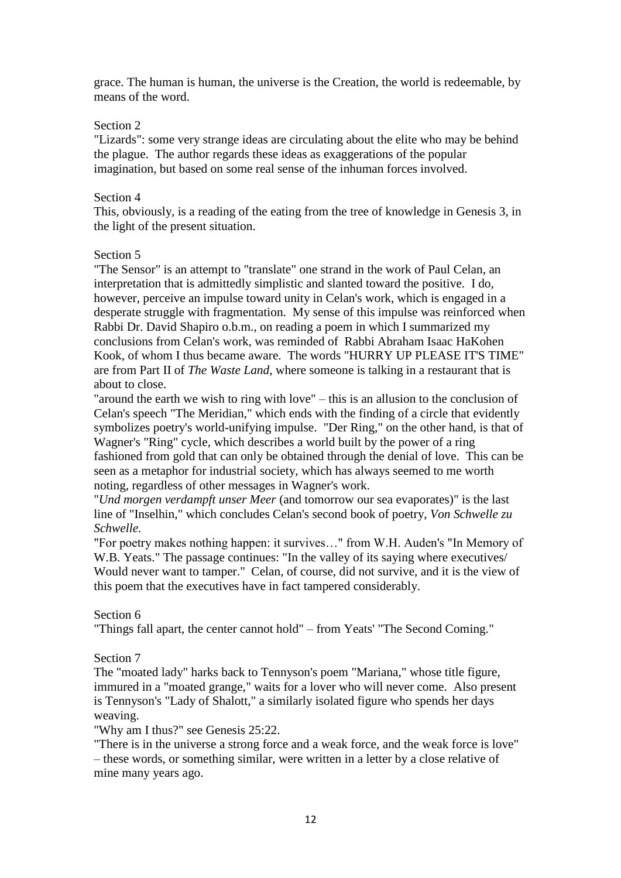grace. The human is human, the universe is the Creation, the world is redeemable, by means of the word.

Section 2

"Lizards": some very strange ideas are circulating about the elite who may be behind the plague. The author regards these ideas as exaggerations of the popular imagination, but based on some real sense of the inhuman forces involved.

Section 4

This, obviously, is a reading of the eating from the tree of knowledge in Genesis 3, in the light of the present situation.

Section 5

"The Sensor" is an attempt to "translate" one strand in the work of Paul Celan, an interpretation that is admittedly simplistic and slanted toward the positive. I do, however, perceive an impulse toward unity in Celan's work, which is engaged in a desperate struggle with fragmentation. My sense of this impulse was reinforced when Rabbi Dr. David Shapiro o.b.m., on reading a poem in which I summarized my conclusions from Celan's work, was reminded of Rabbi Abraham Isaac HaKohen Kook, of whom I thus became aware. The words "HURRY UP PLEASE IT'S TIME" are from Part II of *The Waste Land*, where someone is talking in a restaurant that is about to close.

"around the earth we wish to ring with love" – this is an allusion to the conclusion of Celan's speech "The Meridian," which ends with the finding of a circle that evidently symbolizes poetry's world-unifying impulse. "Der Ring," on the other hand, is that of Wagner's "Ring" cycle, which describes a world built by the power of a ring fashioned from gold that can only be obtained through the denial of love. This can be seen as a metaphor for industrial society, which has always seemed to me worth noting, regardless of other messages in Wagner's work.

"*Und morgen verdampft unser Meer* (and tomorrow our sea evaporates)" is the last line of "Inselhin," which concludes Celan's second book of poetry, *Von Schwelle zu Schwelle.*

"For poetry makes nothing happen: it survives…" from W.H. Auden's "In Memory of W.B. Yeats." The passage continues: "In the valley of its saying where executives/ Would never want to tamper." Celan, of course, did not survive, and it is the view of this poem that the executives have in fact tampered considerably.

Section 6

"Things fall apart, the center cannot hold" – from Yeats' "The Second Coming."

Section 7

The "moated lady" harks back to Tennyson's poem "Mariana," whose title figure, immured in a "moated grange," waits for a lover who will never come. Also present is Tennyson's "Lady of Shalott," a similarly isolated figure who spends her days weaving.

"Why am I thus?" see Genesis 25:22.

"There is in the universe a strong force and a weak force, and the weak force is love" – these words, or something similar, were written in a letter by a close relative of mine many years ago.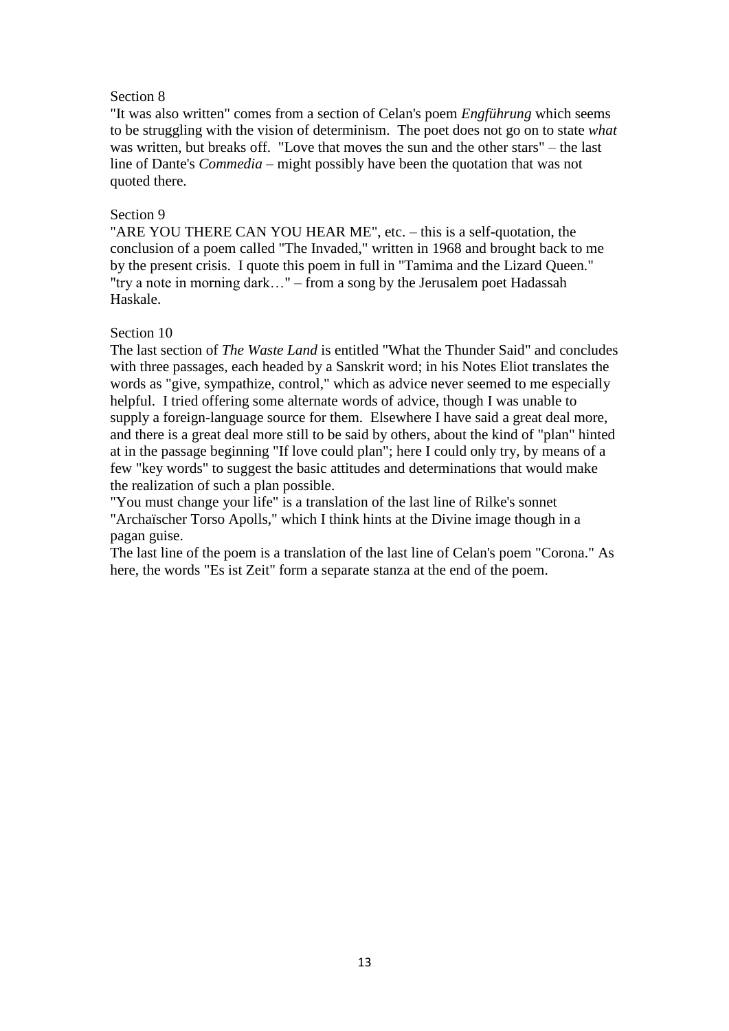Section 8

"It was also written" comes from a section of Celan's poem *Engführung* which seems to be struggling with the vision of determinism. The poet does not go on to state *what* was written, but breaks off. "Love that moves the sun and the other stars" – the last line of Dante's *Commedia* – might possibly have been the quotation that was not quoted there.

Section 9

"ARE YOU THERE CAN YOU HEAR ME", etc. – this is a self-quotation, the conclusion of a poem called "The Invaded," written in 1968 and brought back to me by the present crisis. I quote this poem in full in "Tamima and the Lizard Queen." "try a note in morning dark…" – from a song by the Jerusalem poet Hadassah Haskale.

Section 10

The last section of *The Waste Land* is entitled "What the Thunder Said" and concludes with three passages, each headed by a Sanskrit word; in his Notes Eliot translates the words as "give, sympathize, control," which as advice never seemed to me especially helpful. I tried offering some alternate words of advice, though I was unable to supply a foreign-language source for them. Elsewhere I have said a great deal more, and there is a great deal more still to be said by others, about the kind of "plan" hinted at in the passage beginning "If love could plan"; here I could only try, by means of a few "key words" to suggest the basic attitudes and determinations that would make the realization of such a plan possible.

"You must change your life" is a translation of the last line of Rilke's sonnet "Archaïscher Torso Apolls," which I think hints at the Divine image though in a pagan guise.

The last line of the poem is a translation of the last line of Celan's poem "Corona." As here, the words "Es ist Zeit" form a separate stanza at the end of the poem.